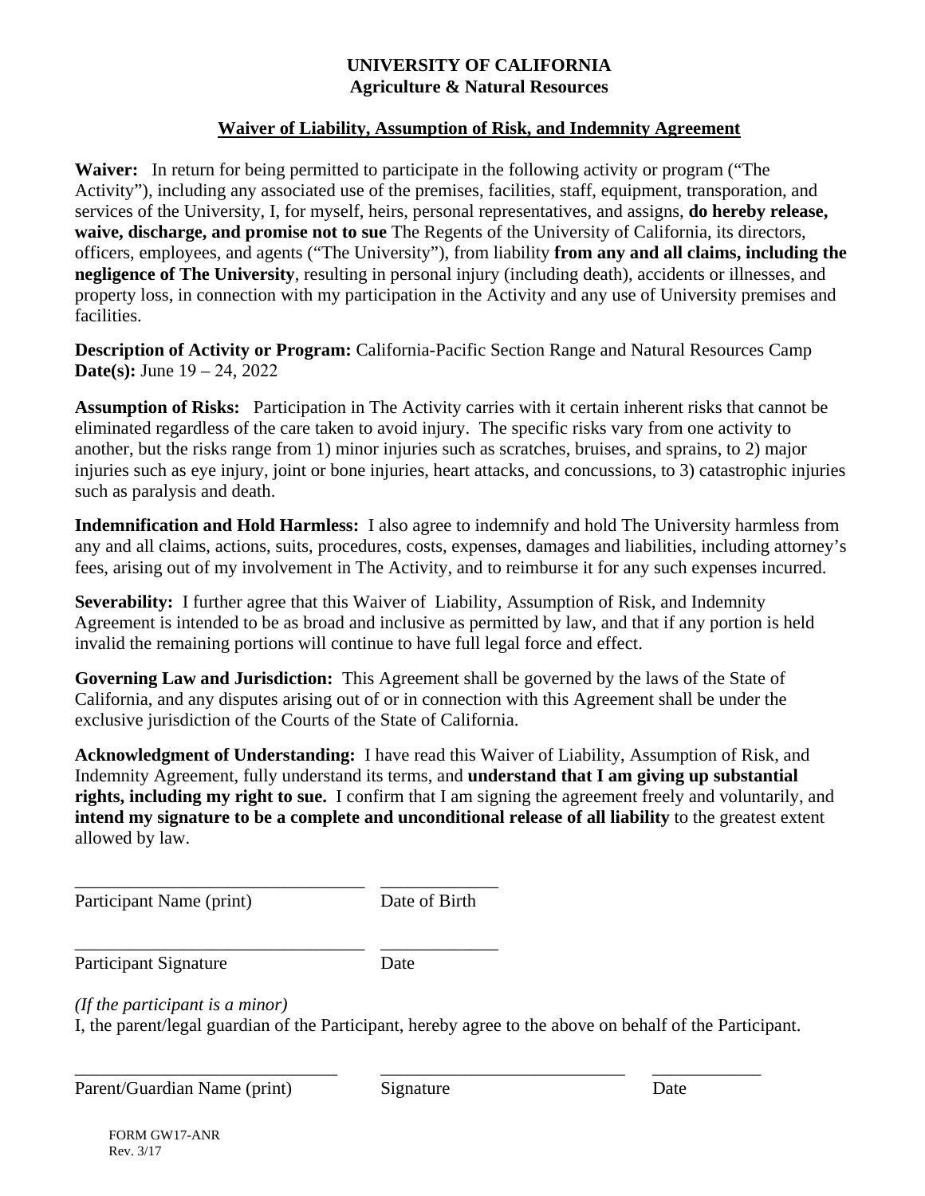**UNIVERSITY OF CALIFORNIA**
**Agriculture & Natural Resources**

## Waiver of Liability, Assumption of Risk, and Indemnity Agreement

**Waiver:** In return for being permitted to participate in the following activity or program ("The Activity"), including any associated use of the premises, facilities, staff, equipment, transporation, and services of the University, I, for myself, heirs, personal representatives, and assigns, **do hereby release, waive, discharge, and promise not to sue** The Regents of the University of California, its directors, officers, employees, and agents ("The University"), from liability **from any and all claims, including the negligence of The University**, resulting in personal injury (including death), accidents or illnesses, and property loss, in connection with my participation in the Activity and any use of University premises and facilities.

**Description of Activity or Program:** California-Pacific Section Range and Natural Resources Camp
**Date(s):** June 19 – 24, 2022

**Assumption of Risks:** Participation in The Activity carries with it certain inherent risks that cannot be eliminated regardless of the care taken to avoid injury. The specific risks vary from one activity to another, but the risks range from 1) minor injuries such as scratches, bruises, and sprains, to 2) major injuries such as eye injury, joint or bone injuries, heart attacks, and concussions, to 3) catastrophic injuries such as paralysis and death.

**Indemnification and Hold Harmless:** I also agree to indemnify and hold The University harmless from any and all claims, actions, suits, procedures, costs, expenses, damages and liabilities, including attorney's fees, arising out of my involvement in The Activity, and to reimburse it for any such expenses incurred.

**Severability:** I further agree that this Waiver of Liability, Assumption of Risk, and Indemnity Agreement is intended to be as broad and inclusive as permitted by law, and that if any portion is held invalid the remaining portions will continue to have full legal force and effect.

**Governing Law and Jurisdiction:** This Agreement shall be governed by the laws of the State of California, and any disputes arising out of or in connection with this Agreement shall be under the exclusive jurisdiction of the Courts of the State of California.

**Acknowledgment of Understanding:** I have read this Waiver of Liability, Assumption of Risk, and Indemnity Agreement, fully understand its terms, and **understand that I am giving up substantial rights, including my right to sue.** I confirm that I am signing the agreement freely and voluntarily, and **intend my signature to be a complete and unconditional release of all liability** to the greatest extent allowed by law.

\_\_\_\_\_\_\_\_\_\_\_\_\_\_\_\_\_\_\_\_\_\_\_\_\_\_\_\_\_\_\_\_ \_\_\_\_\_\_\_\_\_\_\_\_\_
Participant Name (print) Date of Birth

\_\_\_\_\_\_\_\_\_\_\_\_\_\_\_\_\_\_\_\_\_\_\_\_\_\_\_\_\_\_\_\_ \_\_\_\_\_\_\_\_\_\_\_\_\_
Participant Signature Date

*(If the participant is a minor)*
I, the parent/legal guardian of the Participant, hereby agree to the above on behalf of the Participant.

\_\_\_\_\_\_\_\_\_\_\_\_\_\_\_\_\_\_\_\_\_\_\_\_\_\_\_\_\_ \_\_\_\_\_\_\_\_\_\_\_\_\_\_\_\_\_\_\_\_\_\_\_\_\_\_\_\_ \_\_\_\_\_\_\_\_\_\_\_\_
Parent/Guardian Name (print) Signature Date

FORM GW17-ANR
Rev. 3/17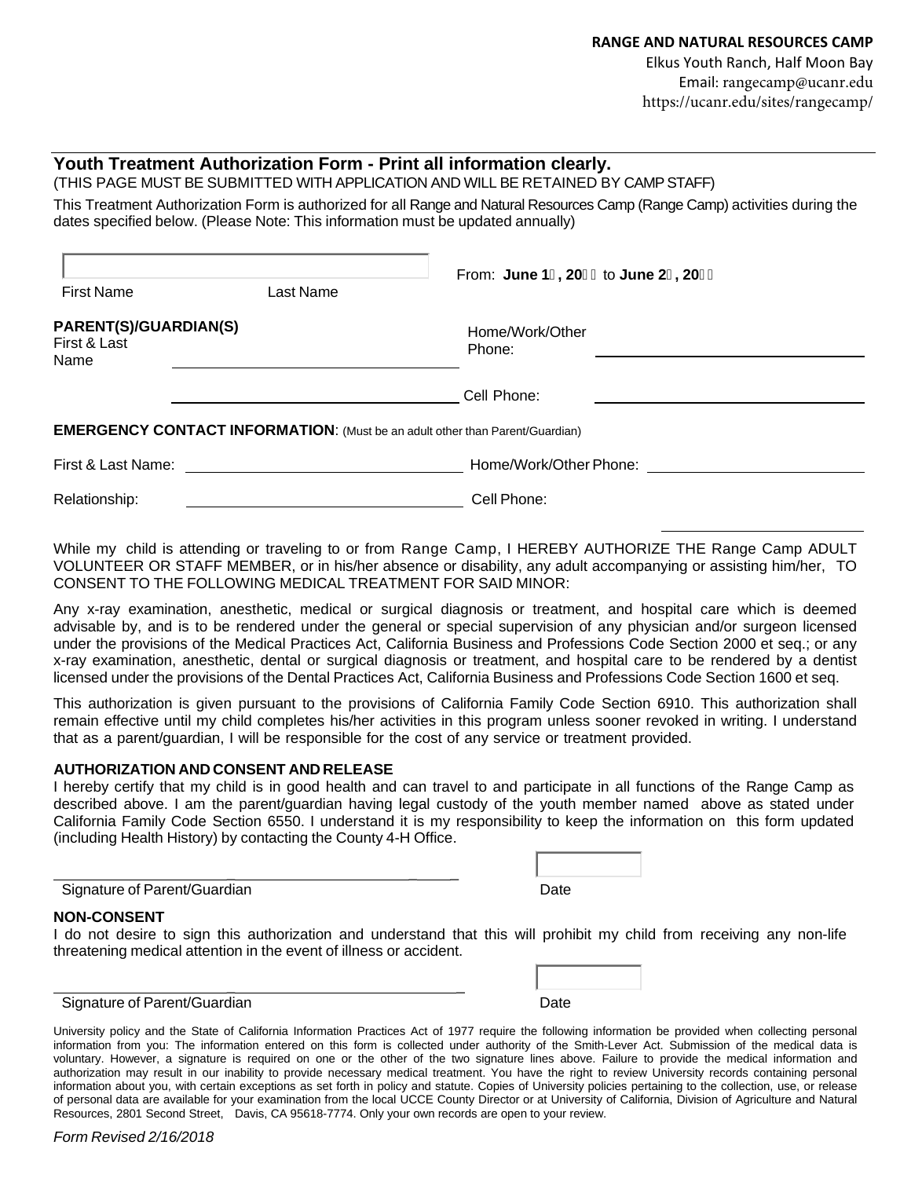**RANGE AND NATURAL RESOURCES CAMP**

Elkus Youth Ranch, Half Moon Bay

Email: rangecamp@ucanr.edu

https://ucanr.edu/sites/rangecamp/

## Youth Treatment Authorization Form - Print all information clearly.

(THIS PAGE MUST BE SUBMITTED WITH APPLICATION AND WILL BE RETAINED BY CAMP STAFF)

This Treatment Authorization Form is authorized for all Range and Natural Resources Camp (Range Camp) activities during the dates specified below. (Please Note: This information must be updated annually)

First Name ______ Last Name ______ From: **June 1 , 20** to **June 2 , 20**

**PARENT(S)/GUARDIAN(S)** First & Last Name ______________________ Home/Work/Other Phone: ______________________

______________________ Cell Phone: ______________________

**EMERGENCY CONTACT INFORMATION**: (Must be an adult other than Parent/Guardian)

First & Last Name: ______________________ Home/Work/Other Phone: ______________________

Relationship: ______________________ Cell Phone: ______________________

While my child is attending or traveling to or from Range Camp, I HEREBY AUTHORIZE THE Range Camp ADULT VOLUNTEER OR STAFF MEMBER, or in his/her absence or disability, any adult accompanying or assisting him/her, TO CONSENT TO THE FOLLOWING MEDICAL TREATMENT FOR SAID MINOR:

Any x-ray examination, anesthetic, medical or surgical diagnosis or treatment, and hospital care which is deemed advisable by, and is to be rendered under the general or special supervision of any physician and/or surgeon licensed under the provisions of the Medical Practices Act, California Business and Professions Code Section 2000 et seq.; or any x-ray examination, anesthetic, dental or surgical diagnosis or treatment, and hospital care to be rendered by a dentist licensed under the provisions of the Dental Practices Act, California Business and Professions Code Section 1600 et seq.

This authorization is given pursuant to the provisions of California Family Code Section 6910. This authorization shall remain effective until my child completes his/her activities in this program unless sooner revoked in writing. I understand that as a parent/guardian, I will be responsible for the cost of any service or treatment provided.

**AUTHORIZATION AND CONSENT AND RELEASE**

I hereby certify that my child is in good health and can travel to and participate in all functions of the Range Camp as described above. I am the parent/guardian having legal custody of the youth member named above as stated under California Family Code Section 6550. I understand it is my responsibility to keep the information on this form updated (including Health History) by contacting the County 4-H Office.

______________________________ Signature of Parent/Guardian ______ Date

**NON-CONSENT**

I do not desire to sign this authorization and understand that this will prohibit my child from receiving any non-life threatening medical attention in the event of illness or accident.

______________________________ Signature of Parent/Guardian ______ Date

University policy and the State of California Information Practices Act of 1977 require the following information be provided when collecting personal information from you: The information entered on this form is collected under authority of the Smith-Lever Act. Submission of the medical data is voluntary. However, a signature is required on one or the other of the two signature lines above. Failure to provide the medical information and authorization may result in our inability to provide necessary medical treatment. You have the right to review University records containing personal information about you, with certain exceptions as set forth in policy and statute. Copies of University policies pertaining to the collection, use, or release of personal data are available for your examination from the local UCCE County Director or at University of California, Division of Agriculture and Natural Resources, 2801 Second Street, Davis, CA 95618-7774. Only your own records are open to your review.

*Form Revised 2/16/2018*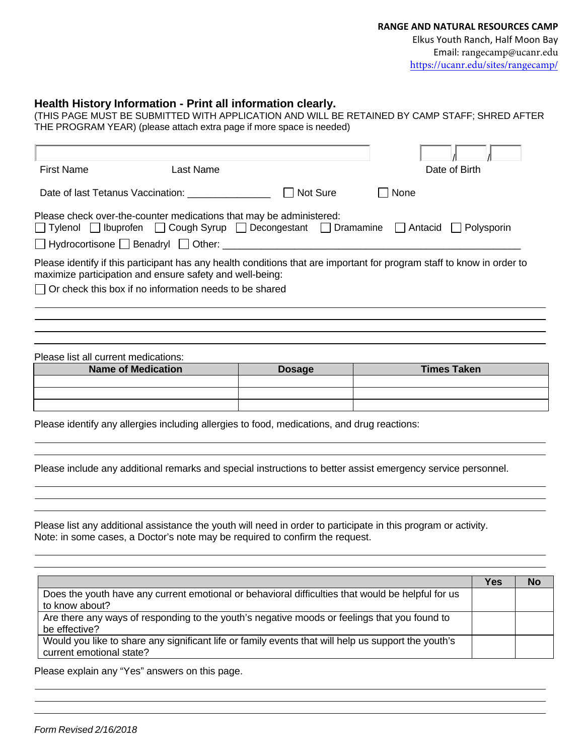**RANGE AND NATURAL RESOURCES CAMP**
Elkus Youth Ranch, Half Moon Bay
Email: rangecamp@ucanr.edu
https://ucanr.edu/sites/rangecamp/

## Health History Information - Print all information clearly.

(THIS PAGE MUST BE SUBMITTED WITH APPLICATION AND WILL BE RETAINED BY CAMP STAFF; SHRED AFTER THE PROGRAM YEAR) (please attach extra page if more space is needed)

First Name &nbsp;&nbsp;&nbsp;&nbsp; Last Name &nbsp;&nbsp;&nbsp;&nbsp; Date of Birth ____/____/____

Date of last Tetanus Vaccination: _______________ ☐ Not Sure ☐ None

Please check over-the-counter medications that may be administered:
☐ Tylenol ☐ Ibuprofen ☐ Cough Syrup ☐ Decongestant ☐ Dramamine ☐ Antacid ☐ Polysporin
☐ Hydrocortisone ☐ Benadryl ☐ Other: _______________________________________________________

Please identify if this participant has any health conditions that are important for program staff to know in order to maximize participation and ensure safety and well-being:
☐ Or check this box if no information needs to be shared

_______________________________________________________________________________
_______________________________________________________________________________
_______________________________________________________________________________
_______________________________________________________________________________

Please list all current medications:

| Name of Medication | Dosage | Times Taken |
|---|---|---|
| | | |
| | | |
| | | |

Please identify any allergies including allergies to food, medications, and drug reactions:

_______________________________________________________________________________
_______________________________________________________________________________

Please include any additional remarks and special instructions to better assist emergency service personnel.

_______________________________________________________________________________
_______________________________________________________________________________
_______________________________________________________________________________

Please list any additional assistance the youth will need in order to participate in this program or activity.
Note: in some cases, a Doctor's note may be required to confirm the request.

_______________________________________________________________________________
_______________________________________________________________________________

| | Yes | No |
|---|---|---|
| Does the youth have any current emotional or behavioral difficulties that would be helpful for us to know about? | | |
| Are there any ways of responding to the youth's negative moods or feelings that you found to be effective? | | |
| Would you like to share any significant life or family events that will help us support the youth's current emotional state? | | |

Please explain any "Yes" answers on this page.

_______________________________________________________________________________
_______________________________________________________________________________
_______________________________________________________________________________

*Form Revised 2/16/2018*